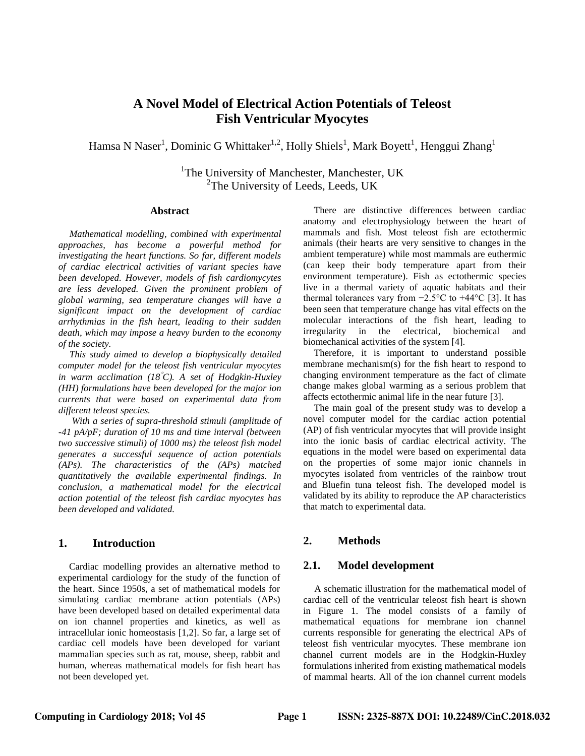# A Novel Model of Electrical Action Potentials of Teleost Fish Ventricular Myocytes

Hamsa N Naser[1], Dominic G Whittaker[1,2], Holly Shiels[1], Mark Boyett[1], Henggui Zhang[1]

[1]The University of Manchester, Manchester, UK
[2]The University of Leeds, Leeds, UK

## Abstract

*Mathematical modelling, combined with experimental approaches, has become a powerful method for investigating the heart functions. So far, different models of cardiac electrical activities of variant species have been developed. However, models of fish cardiomycytes are less developed. Given the prominent problem of global warming, sea temperature changes will have a significant impact on the development of cardiac arrhythmias in the fish heart, leading to their sudden death, which may impose a heavy burden to the economy of the society.*

*This study aimed to develop a biophysically detailed computer model for the teleost fish ventricular myocytes in warm acclimation (18°C). A set of Hodgkin-Huxley (HH) formulations have been developed for the major ion currents that were based on experimental data from different teleost species.*

*With a series of supra-threshold stimuli (amplitude of -41 pA/pF; duration of 10 ms and time interval (between two successive stimuli) of 1000 ms) the teleost fish model generates a successful sequence of action potentials (APs). The characteristics of the (APs) matched quantitatively the available experimental findings. In conclusion, a mathematical model for the electrical action potential of the teleost fish cardiac myocytes has been developed and validated.*

## 1. Introduction

Cardiac modelling provides an alternative method to experimental cardiology for the study of the function of the heart. Since 1950s, a set of mathematical models for simulating cardiac membrane action potentials (APs) have been developed based on detailed experimental data on ion channel properties and kinetics, as well as intracellular ionic homeostasis [1,2]. So far, a large set of cardiac cell models have been developed for variant mammalian species such as rat, mouse, sheep, rabbit and human, whereas mathematical models for fish heart has not been developed yet.

There are distinctive differences between cardiac anatomy and electrophysiology between the heart of mammals and fish. Most teleost fish are ectothermic animals (their hearts are very sensitive to changes in the ambient temperature) while most mammals are euthermic (can keep their body temperature apart from their environment temperature). Fish as ectothermic species live in a thermal variety of aquatic habitats and their thermal tolerances vary from −2.5°C to +44°C [3]. It has been seen that temperature change has vital effects on the molecular interactions of the fish heart, leading to irregularity in the electrical, biochemical and biomechanical activities of the system [4].

Therefore, it is important to understand possible membrane mechanism(s) for the fish heart to respond to changing environment temperature as the fact of climate change makes global warming as a serious problem that affects ectothermic animal life in the near future [3].

The main goal of the present study was to develop a novel computer model for the cardiac action potential (AP) of fish ventricular myocytes that will provide insight into the ionic basis of cardiac electrical activity. The equations in the model were based on experimental data on the properties of some major ionic channels in myocytes isolated from ventricles of the rainbow trout and Bluefin tuna teleost fish. The developed model is validated by its ability to reproduce the AP characteristics that match to experimental data.

## 2. Methods

## 2.1. Model development

A schematic illustration for the mathematical model of cardiac cell of the ventricular teleost fish heart is shown in Figure 1. The model consists of a family of mathematical equations for membrane ion channel currents responsible for generating the electrical APs of teleost fish ventricular myocytes. These membrane ion channel current models are in the Hodgkin-Huxley formulations inherited from existing mathematical models of mammal hearts. All of the ion channel current models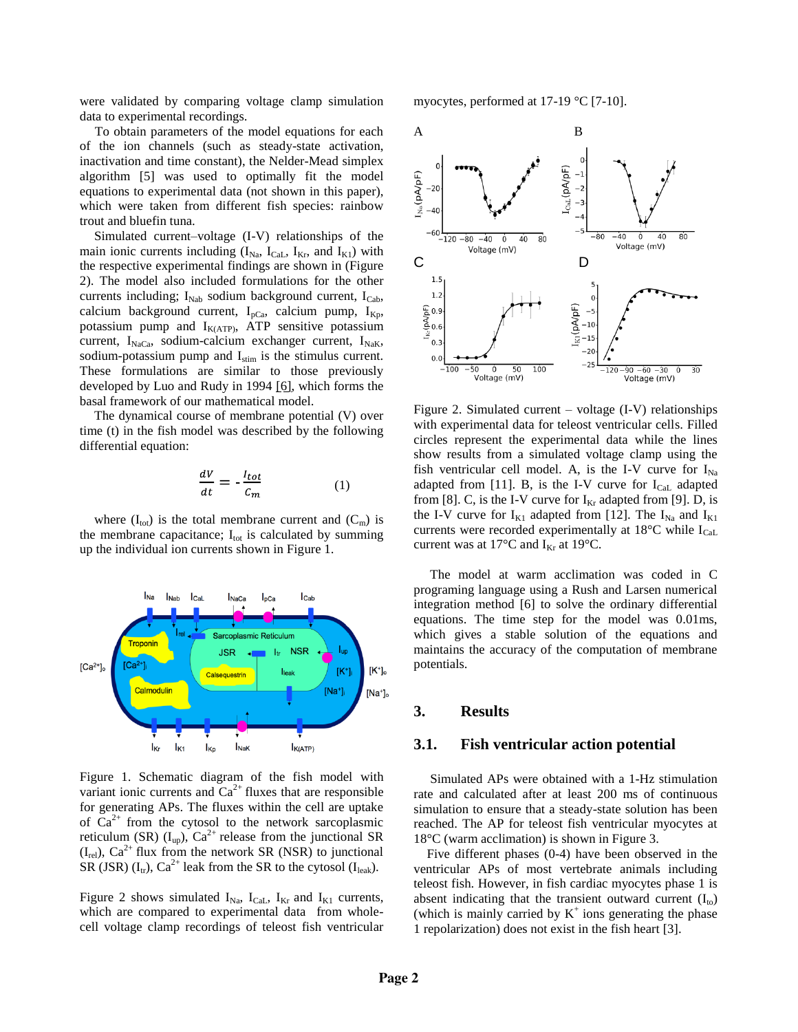were validated by comparing voltage clamp simulation data to experimental recordings.

To obtain parameters of the model equations for each of the ion channels (such as steady-state activation, inactivation and time constant), the Nelder-Mead simplex algorithm [5] was used to optimally fit the model equations to experimental data (not shown in this paper), which were taken from different fish species: rainbow trout and bluefin tuna.

Simulated current–voltage (I-V) relationships of the main ionic currents including ($I_{Na}$, $I_{CaL}$, $I_{Kr}$, and $I_{K1}$) with the respective experimental findings are shown in (Figure 2). The model also included formulations for the other currents including; $I_{Nab}$ sodium background current, $I_{Cab}$, calcium background current, $I_{pCa}$, calcium pump, $I_{Kp}$, potassium pump and $I_{K(ATP)}$, ATP sensitive potassium current, $I_{NaCa}$, sodium-calcium exchanger current, $I_{NaK}$, sodium-potassium pump and $I_{stim}$ is the stimulus current. These formulations are similar to those previously developed by Luo and Rudy in 1994 [6], which forms the basal framework of our mathematical model.

The dynamical course of membrane potential (V) over time (t) in the fish model was described by the following differential equation:

$$\frac{dV}{dt} = -\frac{I_{tot}}{C_m} \qquad (1)$$

where ($I_{tot}$) is the total membrane current and ($C_m$) is the membrane capacitance; $I_{tot}$ is calculated by summing up the individual ion currents shown in Figure 1.

Figure 1. Schematic diagram of the fish model with variant ionic currents and $Ca^{2+}$ fluxes that are responsible for generating APs. The fluxes within the cell are uptake of $Ca^{2+}$ from the cytosol to the network sarcoplasmic reticulum (SR) ($I_{up}$), $Ca^{2+}$ release from the junctional SR ($I_{rel}$), $Ca^{2+}$ flux from the network SR (NSR) to junctional SR (JSR) ($I_{tr}$), $Ca^{2+}$ leak from the SR to the cytosol ($I_{leak}$).

Figure 2 shows simulated $I_{Na}$, $I_{CaL}$, $I_{Kr}$ and $I_{K1}$ currents, which are compared to experimental data from whole-cell voltage clamp recordings of teleost fish ventricular myocytes, performed at 17-19 °C [7-10].

Figure 2. Simulated current – voltage (I-V) relationships with experimental data for teleost ventricular cells. Filled circles represent the experimental data while the lines show results from a simulated voltage clamp using the fish ventricular cell model. A, is the I-V curve for $I_{Na}$ adapted from [11]. B, is the I-V curve for $I_{CaL}$ adapted from [8]. C, is the I-V curve for $I_{Kr}$ adapted from [9]. D, is the I-V curve for $I_{K1}$ adapted from [12]. The $I_{Na}$ and $I_{K1}$ currents were recorded experimentally at 18°C while $I_{CaL}$ current was at 17°C and $I_{Kr}$ at 19°C.

The model at warm acclimation was coded in C programing language using a Rush and Larsen numerical integration method [6] to solve the ordinary differential equations. The time step for the model was 0.01ms, which gives a stable solution of the equations and maintains the accuracy of the computation of membrane potentials.

## 3. Results

### 3.1. Fish ventricular action potential

Simulated APs were obtained with a 1-Hz stimulation rate and calculated after at least 200 ms of continuous simulation to ensure that a steady-state solution has been reached. The AP for teleost fish ventricular myocytes at 18°C (warm acclimation) is shown in Figure 3.

Five different phases (0-4) have been observed in the ventricular APs of most vertebrate animals including teleost fish. However, in fish cardiac myocytes phase 1 is absent indicating that the transient outward current ($I_{to}$) (which is mainly carried by $K^+$ ions generating the phase 1 repolarization) does not exist in the fish heart [3].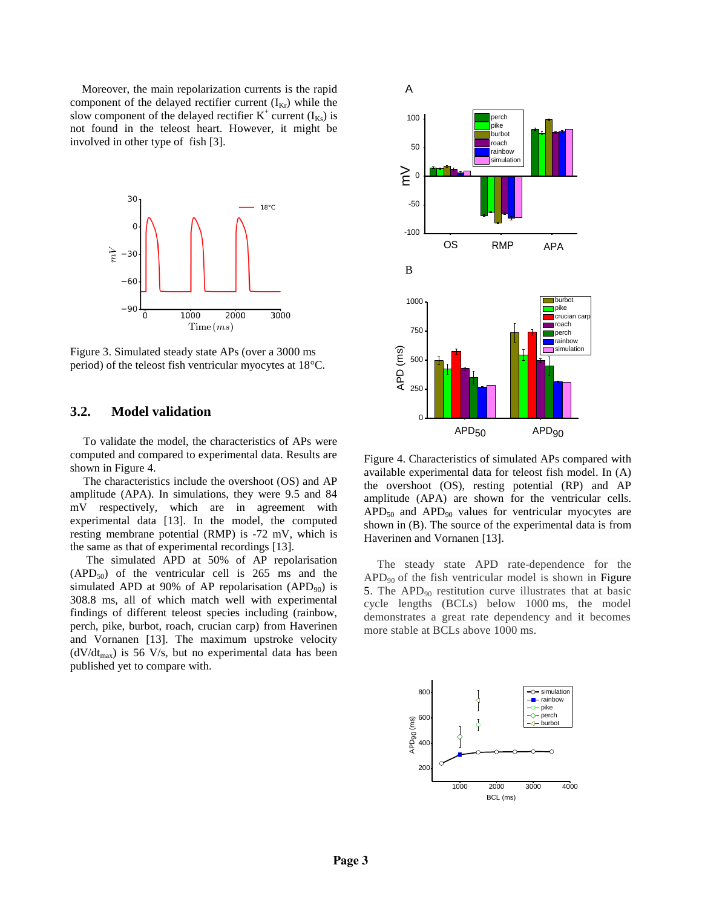Moreover, the main repolarization currents is the rapid component of the delayed rectifier current ($I_{Kr}$) while the slow component of the delayed rectifier $K^+$ current ($I_{Ks}$) is not found in the teleost heart. However, it might be involved in other type of fish [3].

Figure 3. Simulated steady state APs (over a 3000 ms period) of the teleost fish ventricular myocytes at 18°C.

### 3.2. Model validation

To validate the model, the characteristics of APs were computed and compared to experimental data. Results are shown in Figure 4.

The characteristics include the overshoot (OS) and AP amplitude (APA). In simulations, they were 9.5 and 84 mV respectively, which are in agreement with experimental data [13]. In the model, the computed resting membrane potential (RMP) is -72 mV, which is the same as that of experimental recordings [13].

The simulated APD at 50% of AP repolarisation ($APD_{50}$) of the ventricular cell is 265 ms and the simulated APD at 90% of AP repolarisation ($APD_{90}$) is 308.8 ms, all of which match well with experimental findings of different teleost species including (rainbow, perch, pike, burbot, roach, crucian carp) from Haverinen and Vornanen [13]. The maximum upstroke velocity ($dV/dt_{max}$) is 56 V/s, but no experimental data has been published yet to compare with.

Figure 4. Characteristics of simulated APs compared with available experimental data for teleost fish model. In (A) the overshoot (OS), resting potential (RP) and AP amplitude (APA) are shown for the ventricular cells. $APD_{50}$ and $APD_{90}$ values for ventricular myocytes are shown in (B). The source of the experimental data is from Haverinen and Vornanen [13].

The steady state APD rate-dependence for the $APD_{90}$ of the fish ventricular model is shown in Figure 5. The $APD_{90}$ restitution curve illustrates that at basic cycle lengths (BCLs) below 1000 ms, the model demonstrates a great rate dependency and it becomes more stable at BCLs above 1000 ms.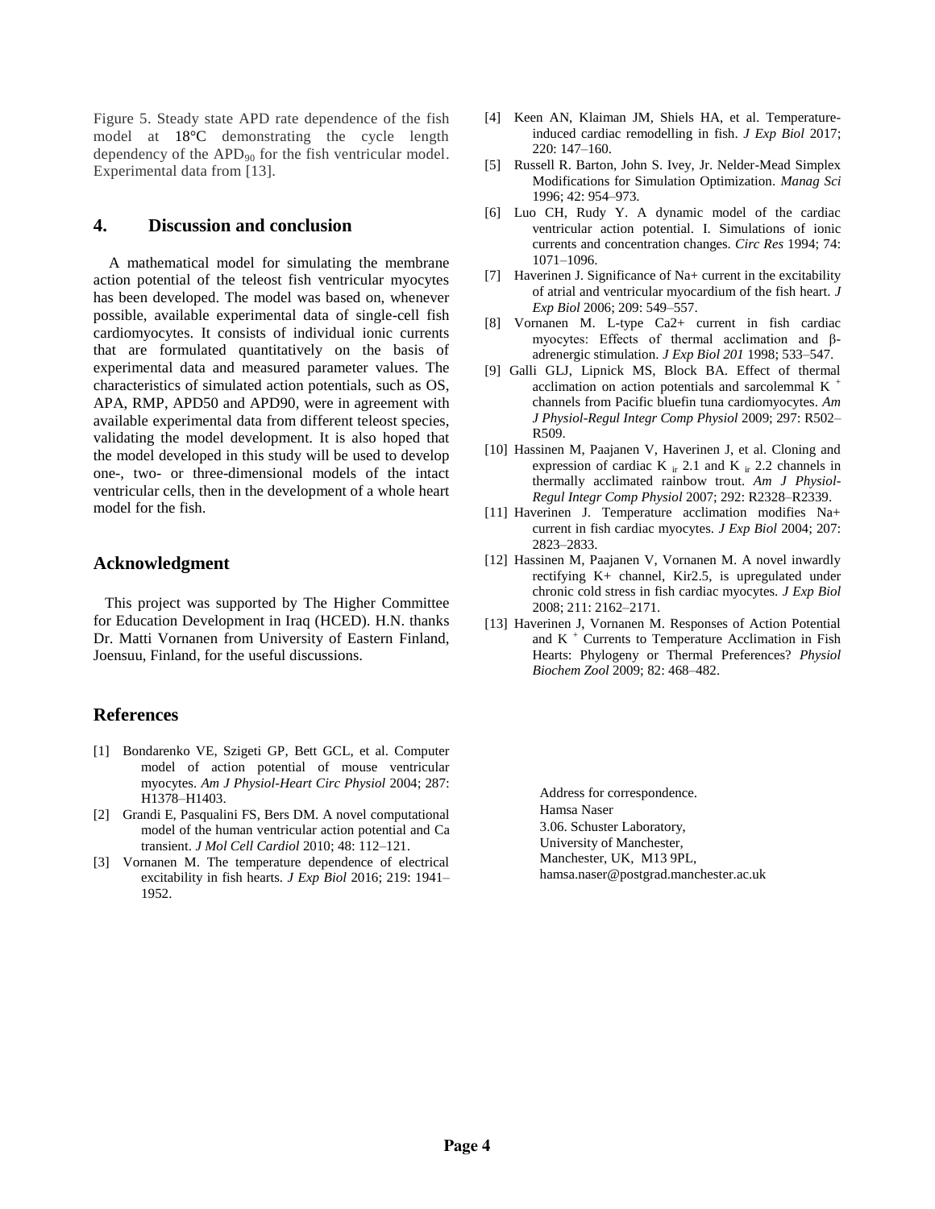Figure 5. Steady state APD rate dependence of the fish model at 18°C demonstrating the cycle length dependency of the $APD_{90}$ for the fish ventricular model. Experimental data from [13].

## 4. Discussion and conclusion

A mathematical model for simulating the membrane action potential of the teleost fish ventricular myocytes has been developed. The model was based on, whenever possible, available experimental data of single-cell fish cardiomyocytes. It consists of individual ionic currents that are formulated quantitatively on the basis of experimental data and measured parameter values. The characteristics of simulated action potentials, such as OS, APA, RMP, APD50 and APD90, were in agreement with available experimental data from different teleost species, validating the model development. It is also hoped that the model developed in this study will be used to develop one-, two- or three-dimensional models of the intact ventricular cells, then in the development of a whole heart model for the fish.

## Acknowledgment

This project was supported by The Higher Committee for Education Development in Iraq (HCED). H.N. thanks Dr. Matti Vornanen from University of Eastern Finland, Joensuu, Finland, for the useful discussions.

## References

[1] Bondarenko VE, Szigeti GP, Bett GCL, et al. Computer model of action potential of mouse ventricular myocytes. *Am J Physiol-Heart Circ Physiol* 2004; 287: H1378–H1403.

[2] Grandi E, Pasqualini FS, Bers DM. A novel computational model of the human ventricular action potential and Ca transient. *J Mol Cell Cardiol* 2010; 48: 112–121.

[3] Vornanen M. The temperature dependence of electrical excitability in fish hearts. *J Exp Biol* 2016; 219: 1941–1952.

[4] Keen AN, Klaiman JM, Shiels HA, et al. Temperature-induced cardiac remodelling in fish. *J Exp Biol* 2017; 220: 147–160.

[5] Russell R. Barton, John S. Ivey, Jr. Nelder-Mead Simplex Modifications for Simulation Optimization. *Manag Sci* 1996; 42: 954–973.

[6] Luo CH, Rudy Y. A dynamic model of the cardiac ventricular action potential. I. Simulations of ionic currents and concentration changes. *Circ Res* 1994; 74: 1071–1096.

[7] Haverinen J. Significance of Na+ current in the excitability of atrial and ventricular myocardium of the fish heart. *J Exp Biol* 2006; 209: 549–557.

[8] Vornanen M. L-type Ca2+ current in fish cardiac myocytes: Effects of thermal acclimation and β-adrenergic stimulation. *J Exp Biol 201* 1998; 533–547.

[9] Galli GLJ, Lipnick MS, Block BA. Effect of thermal acclimation on action potentials and sarcolemmal $K^+$ channels from Pacific bluefin tuna cardiomyocytes. *Am J Physiol-Regul Integr Comp Physiol* 2009; 297: R502–R509.

[10] Hassinen M, Paajanen V, Haverinen J, et al. Cloning and expression of cardiac $K_{ir}$ 2.1 and $K_{ir}$ 2.2 channels in thermally acclimated rainbow trout. *Am J Physiol-Regul Integr Comp Physiol* 2007; 292: R2328–R2339.

[11] Haverinen J. Temperature acclimation modifies Na+ current in fish cardiac myocytes. *J Exp Biol* 2004; 207: 2823–2833.

[12] Hassinen M, Paajanen V, Vornanen M. A novel inwardly rectifying K+ channel, Kir2.5, is upregulated under chronic cold stress in fish cardiac myocytes. *J Exp Biol* 2008; 211: 2162–2171.

[13] Haverinen J, Vornanen M. Responses of Action Potential and $K^+$ Currents to Temperature Acclimation in Fish Hearts: Phylogeny or Thermal Preferences? *Physiol Biochem Zool* 2009; 82: 468–482.

Address for correspondence.
Hamsa Naser
3.06. Schuster Laboratory,
University of Manchester,
Manchester, UK, M13 9PL,
hamsa.naser@postgrad.manchester.ac.uk